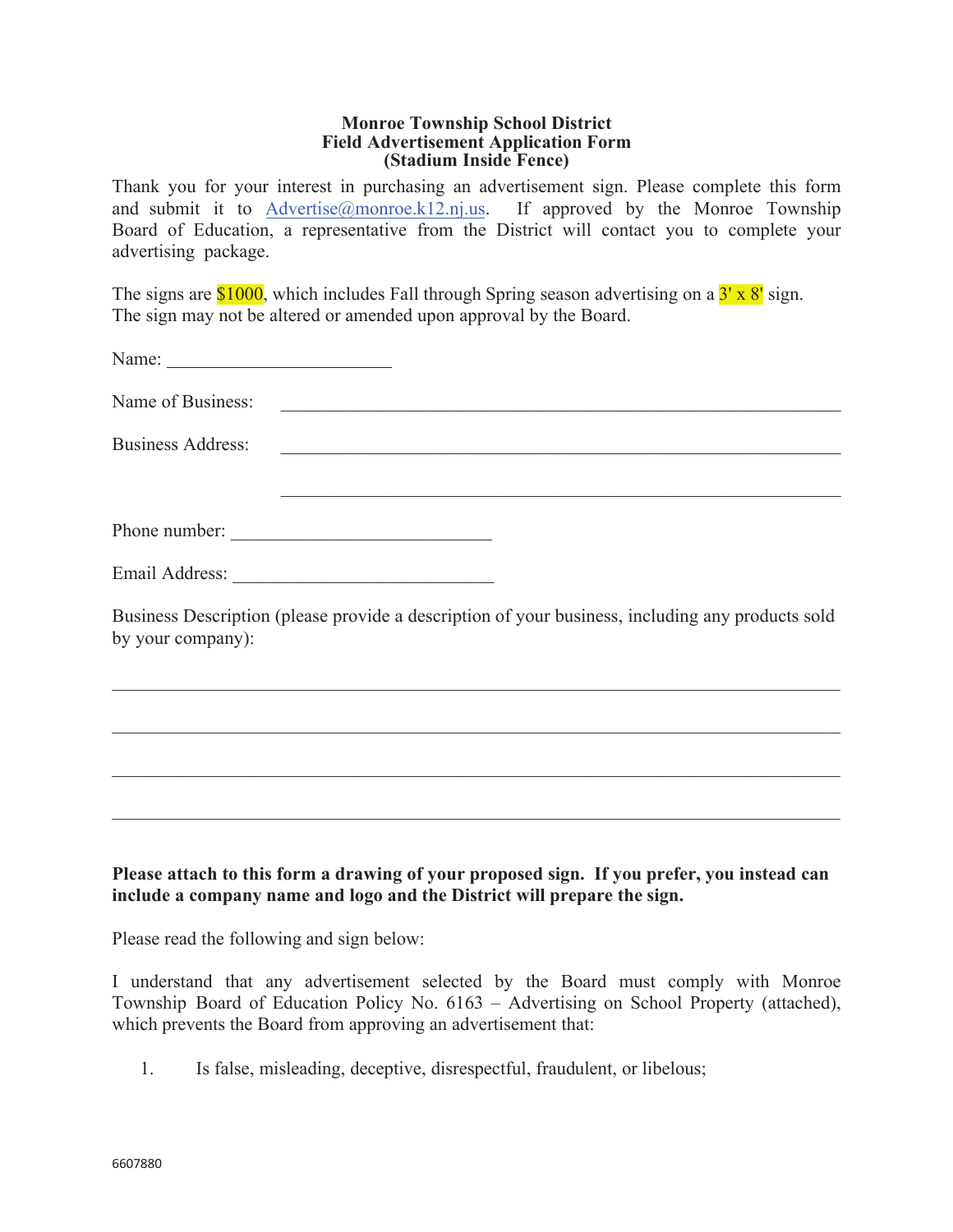**Monroe Township School District**
**Field Advertisement Application Form**
**(Stadium Inside Fence)**

Thank you for your interest in purchasing an advertisement sign. Please complete this form and submit it to Advertise@monroe.k12.nj.us. If approved by the Monroe Township Board of Education, a representative from the District will contact you to complete your advertising package.

The signs are $1000, which includes Fall through Spring season advertising on a 3' x 8' sign. The sign may not be altered or amended upon approval by the Board.

Name: ________________________

Name of Business: ______________________________________________________________

Business Address: ______________________________________________________________

______________________________________________________________

Phone number: ____________________________

Email Address: ____________________________

Business Description (please provide a description of your business, including any products sold by your company):

________________________________________________________________________________

________________________________________________________________________________

________________________________________________________________________________

________________________________________________________________________________

**Please attach to this form a drawing of your proposed sign. If you prefer, you instead can include a company name and logo and the District will prepare the sign.**

Please read the following and sign below:

I understand that any advertisement selected by the Board must comply with Monroe Township Board of Education Policy No. 6163 – Advertising on School Property (attached), which prevents the Board from approving an advertisement that:

1. Is false, misleading, deceptive, disrespectful, fraudulent, or libelous;

6607880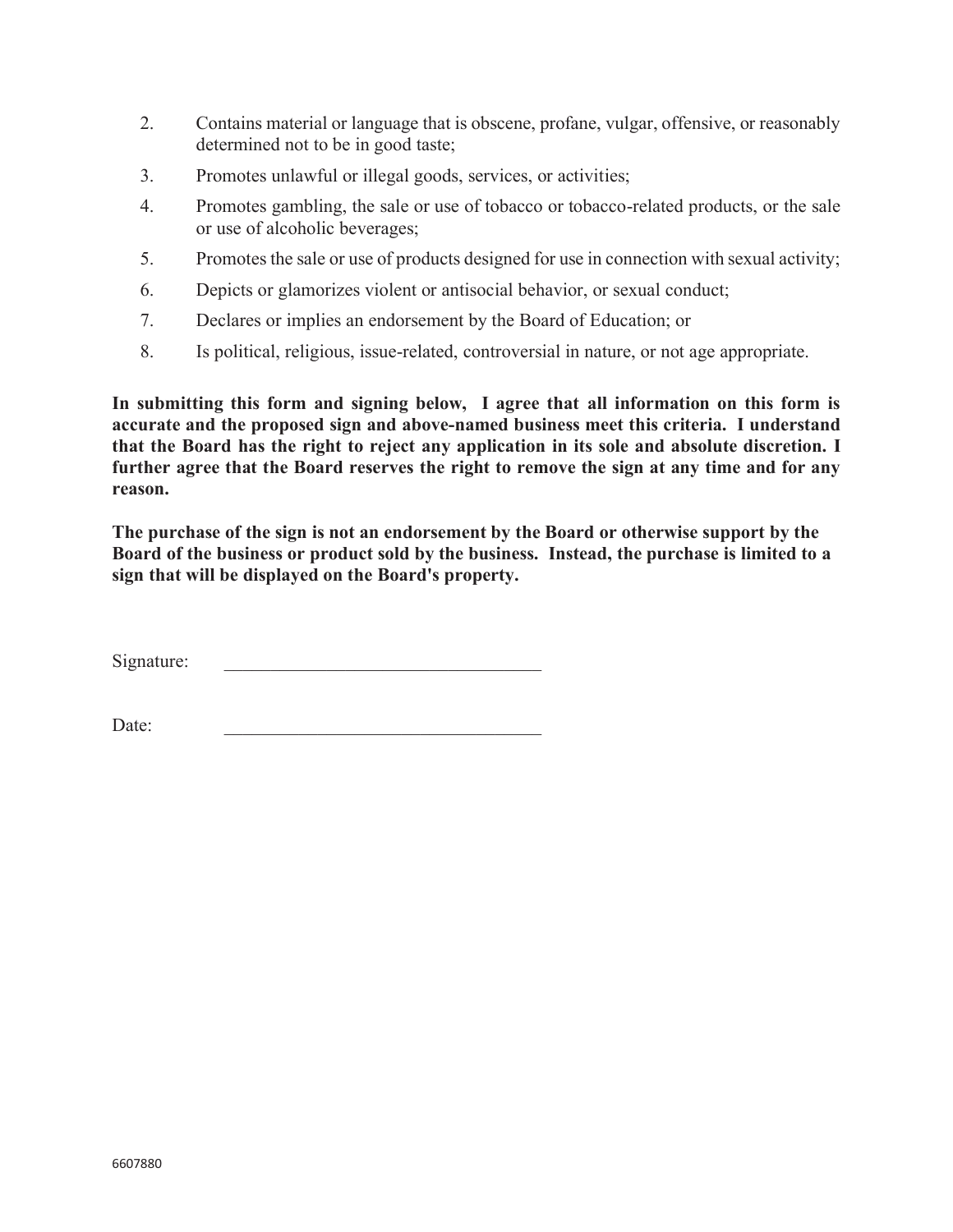2. Contains material or language that is obscene, profane, vulgar, offensive, or reasonably determined not to be in good taste;
3. Promotes unlawful or illegal goods, services, or activities;
4. Promotes gambling, the sale or use of tobacco or tobacco-related products, or the sale or use of alcoholic beverages;
5. Promotes the sale or use of products designed for use in connection with sexual activity;
6. Depicts or glamorizes violent or antisocial behavior, or sexual conduct;
7. Declares or implies an endorsement by the Board of Education; or
8. Is political, religious, issue-related, controversial in nature, or not age appropriate.

**In submitting this form and signing below, I agree that all information on this form is accurate and the proposed sign and above-named business meet this criteria. I understand that the Board has the right to reject any application in its sole and absolute discretion. I further agree that the Board reserves the right to remove the sign at any time and for any reason.**

**The purchase of the sign is not an endorsement by the Board or otherwise support by the Board of the business or product sold by the business. Instead, the purchase is limited to a sign that will be displayed on the Board's property.**

Signature: ___________________________________

Date: ___________________________________

6607880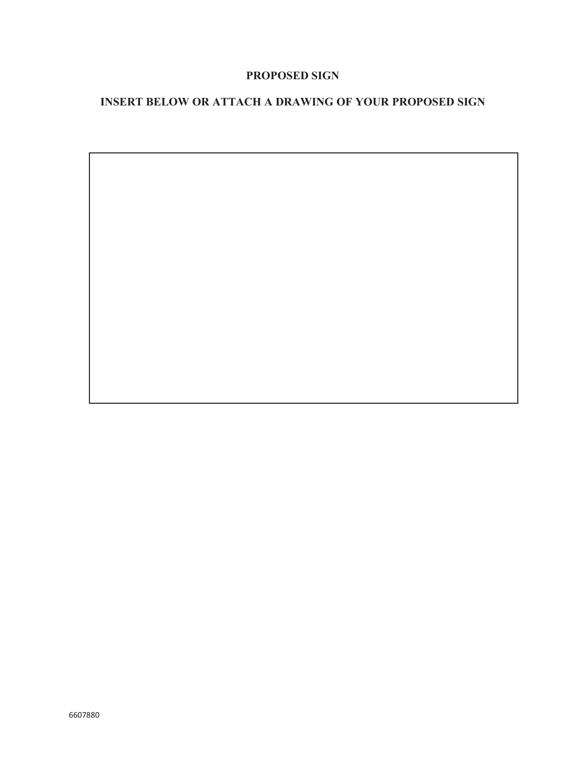## PROPOSED SIGN

## INSERT BELOW OR ATTACH A DRAWING OF YOUR PROPOSED SIGN

6607880